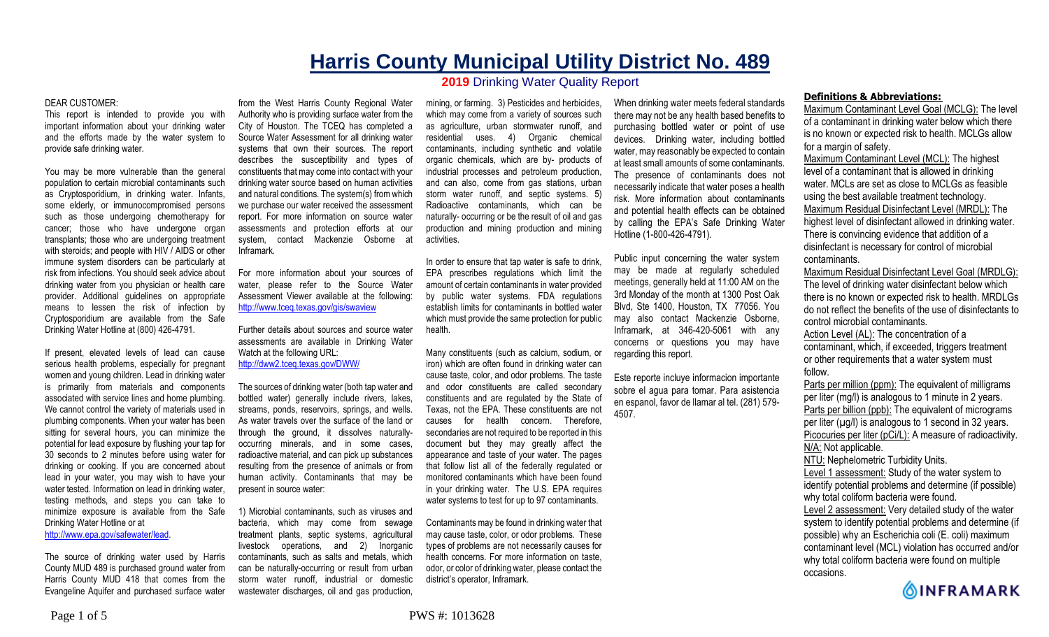# Harris County Municipal Utility District No. 489

## 2019 Drinking Water Quality Report

DEAR CUSTOMER:

This report is intended to provide you with important information about your drinking water and the efforts made by the water system to provide safe drinking water.

You may be more vulnerable than the general population to certain microbial contaminants such as Cryptosporidium, in drinking water. Infants, some elderly, or immunocompromised persons such as those undergoing chemotherapy for cancer; those who have undergone organ transplants; those who are undergoing treatment with steroids; and people with HIV / AIDS or other immune system disorders can be particularly at risk from infections. You should seek advice about drinking water from you physician or health care provider. Additional guidelines on appropriate means to lessen the risk of infection by Cryptosporidium are available from the Safe Drinking Water Hotline at (800) 426-4791.

If present, elevated levels of lead can cause serious health problems, especially for pregnant women and young children. Lead in drinking water is primarily from materials and components associated with service lines and home plumbing. We cannot control the variety of materials used in plumbing components. When your water has been sitting for several hours, you can minimize the potential for lead exposure by flushing your tap for 30 seconds to 2 minutes before using water for drinking or cooking. If you are concerned about lead in your water, you may wish to have your water tested. Information on lead in drinking water, testing methods, and steps you can take to minimize exposure is available from the Safe Drinking Water Hotline or at http://www.epa.gov/safewater/lead.

The source of drinking water used by Harris County MUD 489 is purchased ground water from Harris County MUD 418 that comes from the Evangeline Aquifer and purchased surface water from the West Harris County Regional Water Authority who is providing surface water from the City of Houston. The TCEQ has completed a Source Water Assessment for all drinking water systems that own their sources. The report describes the susceptibility and types of constituents that may come into contact with your drinking water source based on human activities and natural conditions. The system(s) from which we purchase our water received the assessment report. For more information on source water assessments and protection efforts at our system, contact Mackenzie Osborne at Inframark.

For more information about your sources of water, please refer to the Source Water Assessment Viewer available at the following: http://www.tceq.texas.gov/gis/swaview

Further details about sources and source water assessments are available in Drinking Water Watch at the following URL: http://dww2.tceq.texas.gov/DWW/

The sources of drinking water (both tap water and bottled water) generally include rivers, lakes, streams, ponds, reservoirs, springs, and wells. As water travels over the surface of the land or through the ground, it dissolves naturally-occurring minerals, and in some cases, radioactive material, and can pick up substances resulting from the presence of animals or from human activity. Contaminants that may be present in source water:

1) Microbial contaminants, such as viruses and bacteria, which may come from sewage treatment plants, septic systems, agricultural livestock operations, and 2) Inorganic contaminants, such as salts and metals, which can be naturally-occurring or result from urban storm water runoff, industrial or domestic wastewater discharges, oil and gas production, mining, or farming. 3) Pesticides and herbicides, which may come from a variety of sources such as agriculture, urban stormwater runoff, and residential uses. 4) Organic chemical contaminants, including synthetic and volatile organic chemicals, which are by- products of industrial processes and petroleum production, and can also, come from gas stations, urban storm water runoff, and septic systems. 5) Radioactive contaminants, which can be naturally- occurring or be the result of oil and gas production and mining production and mining activities.

In order to ensure that tap water is safe to drink, EPA prescribes regulations which limit the amount of certain contaminants in water provided by public water systems. FDA regulations establish limits for contaminants in bottled water which must provide the same protection for public health.

Many constituents (such as calcium, sodium, or iron) which are often found in drinking water can cause taste, color, and odor problems. The taste and odor constituents are called secondary constituents and are regulated by the State of Texas, not the EPA. These constituents are not causes for health concern. Therefore, secondaries are not required to be reported in this document but they may greatly affect the appearance and taste of your water. The pages that follow list all of the federally regulated or monitored contaminants which have been found in your drinking water. The U.S. EPA requires water systems to test for up to 97 contaminants.

Contaminants may be found in drinking water that may cause taste, color, or odor problems. These types of problems are not necessarily causes for health concerns. For more information on taste, odor, or color of drinking water, please contact the district's operator, Inframark.

When drinking water meets federal standards there may not be any health based benefits to purchasing bottled water or point of use devices. Drinking water, including bottled water, may reasonably be expected to contain at least small amounts of some contaminants. The presence of contaminants does not necessarily indicate that water poses a health risk. More information about contaminants and potential health effects can be obtained by calling the EPA's Safe Drinking Water Hotline (1-800-426-4791).

Public input concerning the water system may be made at regularly scheduled meetings, generally held at 11:00 AM on the 3rd Monday of the month at 1300 Post Oak Blvd, Ste 1400, Houston, TX 77056. You may also contact Mackenzie Osborne, Inframark, at 346-420-5061 with any concerns or questions you may have regarding this report.

Este reporte incluye informacion importante sobre el agua para tomar. Para asistencia en espanol, favor de llamar al tel. (281) 579-4507.

### Definitions & Abbreviations:

Maximum Contaminant Level Goal (MCLG): The level of a contaminant in drinking water below which there is no known or expected risk to health. MCLGs allow for a margin of safety.

Maximum Contaminant Level (MCL): The highest level of a contaminant that is allowed in drinking water. MCLs are set as close to MCLGs as feasible using the best available treatment technology.

Maximum Residual Disinfectant Level (MRDL): The highest level of disinfectant allowed in drinking water. There is convincing evidence that addition of a disinfectant is necessary for control of microbial contaminants.

Maximum Residual Disinfectant Level Goal (MRDLG): The level of drinking water disinfectant below which there is no known or expected risk to health. MRDLGs do not reflect the benefits of the use of disinfectants to control microbial contaminants.

Action Level (AL): The concentration of a contaminant, which, if exceeded, triggers treatment or other requirements that a water system must follow.

Parts per million (ppm): The equivalent of milligrams per liter (mg/l) is analogous to 1 minute in 2 years.

Parts per billion (ppb): The equivalent of micrograms per liter (µg/l) is analogous to 1 second in 32 years.

Picocuries per liter (pCi/L): A measure of radioactivity.

N/A: Not applicable.

NTU: Nephelometric Turbidity Units.

Level 1 assessment: Study of the water system to identify potential problems and determine (if possible) why total coliform bacteria were found.

Level 2 assessment: Very detailed study of the water system to identify potential problems and determine (if possible) why an Escherichia coli (E. coli) maximum contaminant level (MCL) violation has occurred and/or why total coliform bacteria were found on multiple occasions.

INFRAMARK

PWS #: 1013628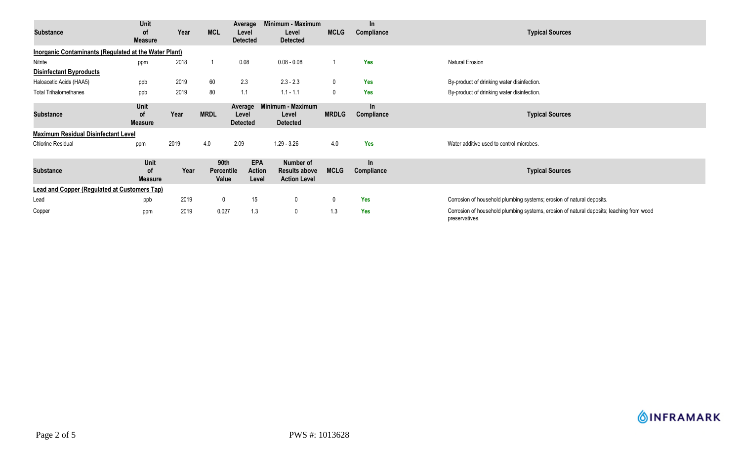| Substance | Unit of Measure | Year | MCL | Average Level Detected | Minimum - Maximum Level Detected | MCLG | In Compliance | Typical Sources |
|---|---|---|---|---|---|---|---|---|
| **Inorganic Contaminants (Regulated at the Water Plant)** | | | | | | | | |
| Nitrite | ppm | 2018 | 1 | 0.08 | 0.08 - 0.08 | 1 | Yes | Natural Erosion |
| **Disinfectant Byproducts** | | | | | | | | |
| Haloacetic Acids (HAA5) | ppb | 2019 | 60 | 2.3 | 2.3 - 2.3 | 0 | Yes | By-product of drinking water disinfection. |
| Total Trihalomethanes | ppb | 2019 | 80 | 1.1 | 1.1 - 1.1 | 0 | Yes | By-product of drinking water disinfection. |

| Substance | Unit of Measure | Year | MRDL | Average Level Detected | Minimum - Maximum Level Detected | MRDLG | In Compliance | Typical Sources |
|---|---|---|---|---|---|---|---|---|
| **Maximum Residual Disinfectant Level** | | | | | | | | |
| Chlorine Residual | ppm | 2019 | 4.0 | 2.09 | 1.29 - 3.26 | 4.0 | Yes | Water additive used to control microbes. |

| Substance | Unit of Measure | Year | 90th Percentile Value | EPA Action Level | Number of Results above Action Level | MCLG | In Compliance | Typical Sources |
|---|---|---|---|---|---|---|---|---|
| **Lead and Copper (Regulated at Customers Tap)** | | | | | | | | |
| Lead | ppb | 2019 | 0 | 15 | 0 | 0 | Yes | Corrosion of household plumbing systems; erosion of natural deposits. |
| Copper | ppm | 2019 | 0.027 | 1.3 | 0 | 1.3 | Yes | Corrosion of household plumbing systems, erosion of natural deposits; leaching from wood preservatives. |

PWS #: 1013628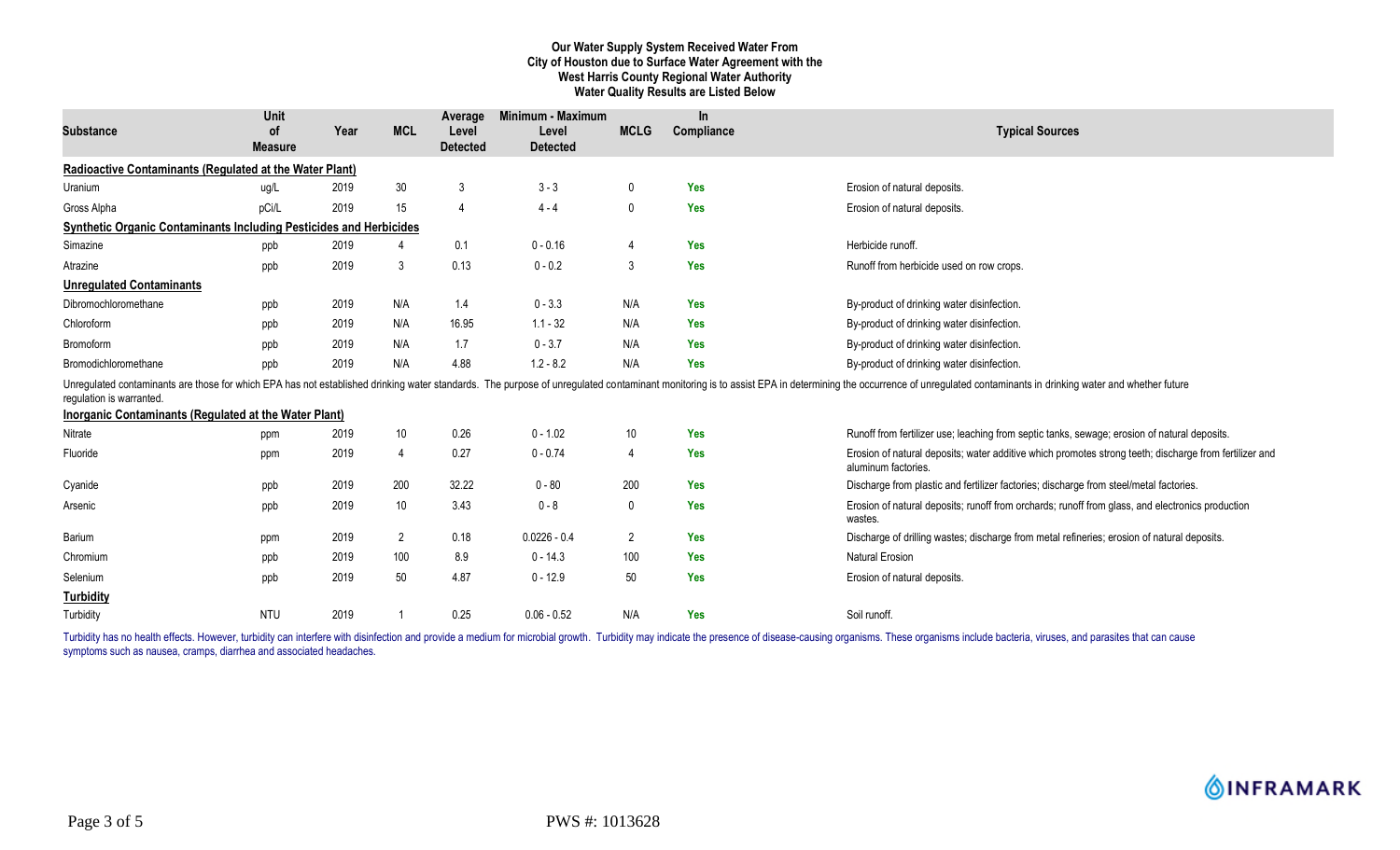**Our Water Supply System Received Water From**
**City of Houston due to Surface Water Agreement with the**
**West Harris County Regional Water Authority**
**Water Quality Results are Listed Below**

| Substance | Unit of Measure | Year | MCL | Average Level Detected | Minimum - Maximum Level Detected | MCLG | In Compliance | Typical Sources |
|---|---|---|---|---|---|---|---|---|
| **Radioactive Contaminants (Regulated at the Water Plant)** | | | | | | | | |
| Uranium | ug/L | 2019 | 30 | 3 | 3 - 3 | 0 | Yes | Erosion of natural deposits. |
| Gross Alpha | pCi/L | 2019 | 15 | 4 | 4 - 4 | 0 | Yes | Erosion of natural deposits. |
| **Synthetic Organic Contaminants Including Pesticides and Herbicides** | | | | | | | | |
| Simazine | ppb | 2019 | 4 | 0.1 | 0 - 0.16 | 4 | Yes | Herbicide runoff. |
| Atrazine | ppb | 2019 | 3 | 0.13 | 0 - 0.2 | 3 | Yes | Runoff from herbicide used on row crops. |
| **Unregulated Contaminants** | | | | | | | | |
| Dibromochloromethane | ppb | 2019 | N/A | 1.4 | 0 - 3.3 | N/A | Yes | By-product of drinking water disinfection. |
| Chloroform | ppb | 2019 | N/A | 16.95 | 1.1 - 32 | N/A | Yes | By-product of drinking water disinfection. |
| Bromoform | ppb | 2019 | N/A | 1.7 | 0 - 3.7 | N/A | Yes | By-product of drinking water disinfection. |
| Bromodichloromethane | ppb | 2019 | N/A | 4.88 | 1.2 - 8.2 | N/A | Yes | By-product of drinking water disinfection. |

Unregulated contaminants are those for which EPA has not established drinking water standards. The purpose of unregulated contaminant monitoring is to assist EPA in determining the occurrence of unregulated contaminants in drinking water and whether future regulation is warranted.

| Substance | Unit of Measure | Year | MCL | Average Level Detected | Minimum - Maximum Level Detected | MCLG | In Compliance | Typical Sources |
|---|---|---|---|---|---|---|---|---|
| **Inorganic Contaminants (Regulated at the Water Plant)** | | | | | | | | |
| Nitrate | ppm | 2019 | 10 | 0.26 | 0 - 1.02 | 10 | Yes | Runoff from fertilizer use; leaching from septic tanks, sewage; erosion of natural deposits. |
| Fluoride | ppm | 2019 | 4 | 0.27 | 0 - 0.74 | 4 | Yes | Erosion of natural deposits; water additive which promotes strong teeth; discharge from fertilizer and aluminum factories. |
| Cyanide | ppb | 2019 | 200 | 32.22 | 0 - 80 | 200 | Yes | Discharge from plastic and fertilizer factories; discharge from steel/metal factories. |
| Arsenic | ppb | 2019 | 10 | 3.43 | 0 - 8 | 0 | Yes | Erosion of natural deposits; runoff from orchards; runoff from glass, and electronics production wastes. |
| Barium | ppm | 2019 | 2 | 0.18 | 0.0226 - 0.4 | 2 | Yes | Discharge of drilling wastes; discharge from metal refineries; erosion of natural deposits. |
| Chromium | ppb | 2019 | 100 | 8.9 | 0 - 14.3 | 100 | Yes | Natural Erosion |
| Selenium | ppb | 2019 | 50 | 4.87 | 0 - 12.9 | 50 | Yes | Erosion of natural deposits. |
| **Turbidity** | | | | | | | | |
| Turbidity | NTU | 2019 | 1 | 0.25 | 0.06 - 0.52 | N/A | Yes | Soil runoff. |

Turbidity has no health effects. However, turbidity can interfere with disinfection and provide a medium for microbial growth. Turbidity may indicate the presence of disease-causing organisms. These organisms include bacteria, viruses, and parasites that can cause symptoms such as nausea, cramps, diarrhea and associated headaches.

INFRAMARK

PWS #: 1013628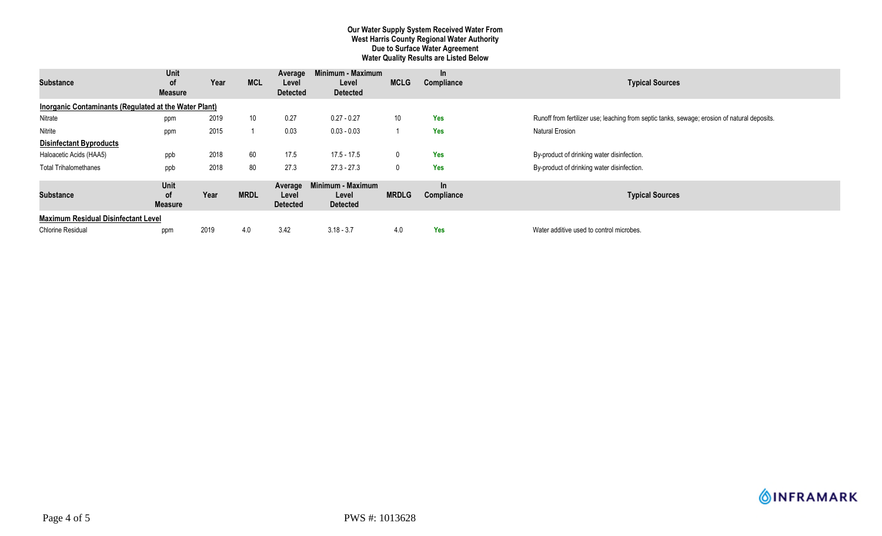**Our Water Supply System Received Water From**
**West Harris County Regional Water Authority**
**Due to Surface Water Agreement**
**Water Quality Results are Listed Below**

| Substance | Unit of Measure | Year | MCL | Average Level Detected | Minimum - Maximum Level Detected | MCLG | In Compliance | Typical Sources |
|---|---|---|---|---|---|---|---|---|
| **Inorganic Contaminants (Regulated at the Water Plant)** | | | | | | | | |
| Nitrate | ppm | 2019 | 10 | 0.27 | 0.27 - 0.27 | 10 | Yes | Runoff from fertilizer use; leaching from septic tanks, sewage; erosion of natural deposits. |
| Nitrite | ppm | 2015 | 1 | 0.03 | 0.03 - 0.03 | 1 | Yes | Natural Erosion |
| **Disinfectant Byproducts** | | | | | | | | |
| Haloacetic Acids (HAA5) | ppb | 2018 | 60 | 17.5 | 17.5 - 17.5 | 0 | Yes | By-product of drinking water disinfection. |
| Total Trihalomethanes | ppb | 2018 | 80 | 27.3 | 27.3 - 27.3 | 0 | Yes | By-product of drinking water disinfection. |

| Substance | Unit of Measure | Year | MRDL | Average Level Detected | Minimum - Maximum Level Detected | MRDLG | In Compliance | Typical Sources |
|---|---|---|---|---|---|---|---|---|
| **Maximum Residual Disinfectant Level** | | | | | | | | |
| Chlorine Residual | ppm | 2019 | 4.0 | 3.42 | 3.18 - 3.7 | 4.0 | Yes | Water additive used to control microbes. |

INFRAMARK

PWS #: 1013628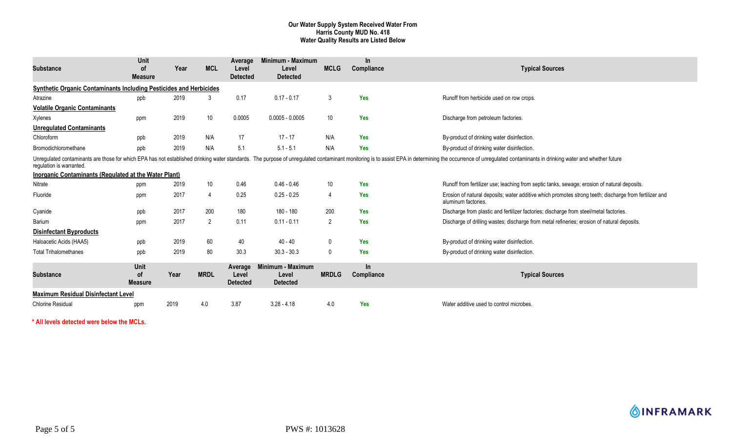**Our Water Supply System Received Water From**
**Harris County MUD No. 418**
**Water Quality Results are Listed Below**

| Substance | Unit of Measure | Year | MCL | Average Level Detected | Minimum - Maximum Level Detected | MCLG | In Compliance | Typical Sources |
|---|---|---|---|---|---|---|---|---|
| **Synthetic Organic Contaminants Including Pesticides and Herbicides** | | | | | | | | |
| Atrazine | ppb | 2019 | 3 | 0.17 | 0.17 - 0.17 | 3 | Yes | Runoff from herbicide used on row crops. |
| **Volatile Organic Contaminants** | | | | | | | | |
| Xylenes | ppm | 2019 | 10 | 0.0005 | 0.0005 - 0.0005 | 10 | Yes | Discharge from petroleum factories. |
| **Unregulated Contaminants** | | | | | | | | |
| Chloroform | ppb | 2019 | N/A | 17 | 17 - 17 | N/A | Yes | By-product of drinking water disinfection. |
| Bromodichloromethane | ppb | 2019 | N/A | 5.1 | 5.1 - 5.1 | N/A | Yes | By-product of drinking water disinfection. |

Unregulated contaminants are those for which EPA has not established drinking water standards. The purpose of unregulated contaminant monitoring is to assist EPA in determining the occurrence of unregulated contaminants in drinking water and whether future regulation is warranted.

| Substance | Unit of Measure | Year | MCL | Average Level Detected | Minimum - Maximum Level Detected | MCLG | In Compliance | Typical Sources |
|---|---|---|---|---|---|---|---|---|
| **Inorganic Contaminants (Regulated at the Water Plant)** | | | | | | | | |
| Nitrate | ppm | 2019 | 10 | 0.46 | 0.46 - 0.46 | 10 | Yes | Runoff from fertilizer use; leaching from septic tanks, sewage; erosion of natural deposits. |
| Fluoride | ppm | 2017 | 4 | 0.25 | 0.25 - 0.25 | 4 | Yes | Erosion of natural deposits; water additive which promotes strong teeth; discharge from fertilizer and aluminum factories. |
| Cyanide | ppb | 2017 | 200 | 180 | 180 - 180 | 200 | Yes | Discharge from plastic and fertilizer factories; discharge from steel/metal factories. |
| Barium | ppm | 2017 | 2 | 0.11 | 0.11 - 0.11 | 2 | Yes | Discharge of drilling wastes; discharge from metal refineries; erosion of natural deposits. |
| **Disinfectant Byproducts** | | | | | | | | |
| Haloacetic Acids (HAA5) | ppb | 2019 | 60 | 40 | 40 - 40 | 0 | Yes | By-product of drinking water disinfection. |
| Total Trihalomethanes | ppb | 2019 | 80 | 30.3 | 30.3 - 30.3 | 0 | Yes | By-product of drinking water disinfection. |

| Substance | Unit of Measure | Year | MRDL | Average Level Detected | Minimum - Maximum Level Detected | MRDLG | In Compliance | Typical Sources |
|---|---|---|---|---|---|---|---|---|
| **Maximum Residual Disinfectant Level** | | | | | | | | |
| Chlorine Residual | ppm | 2019 | 4.0 | 3.87 | 3.28 - 4.18 | 4.0 | Yes | Water additive used to control microbes. |

**\* All levels detected were below the MCLs.**

INFRAMARK

PWS #: 1013628